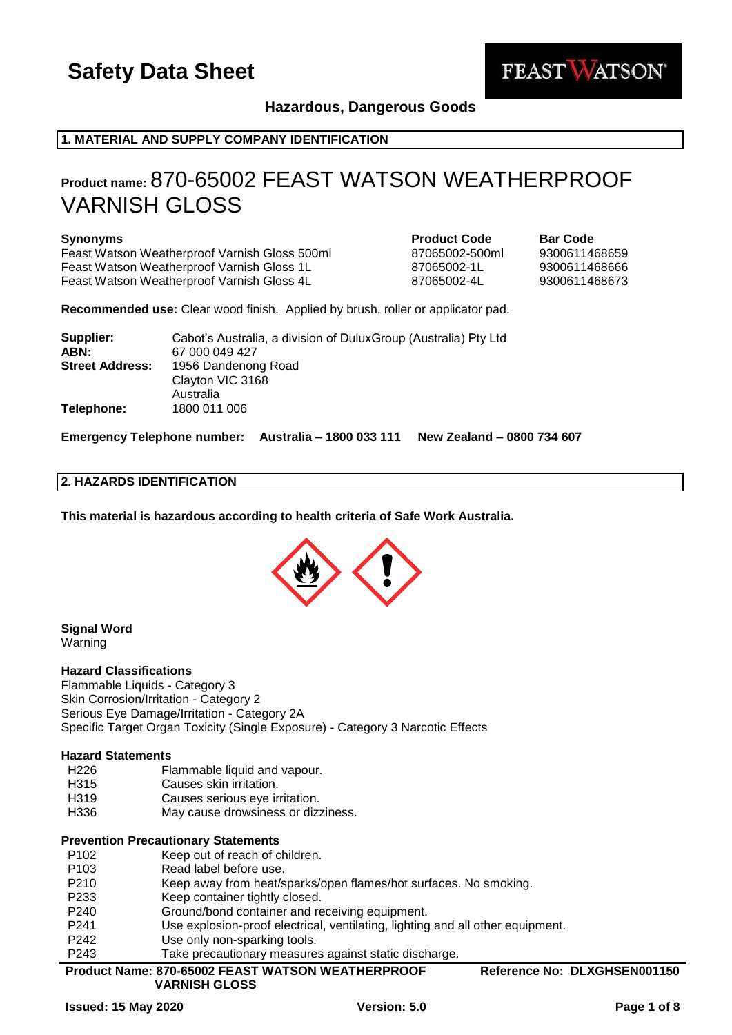# Safety Data Sheet

**Hazardous, Dangerous Goods**

## 1. MATERIAL AND SUPPLY COMPANY IDENTIFICATION

**Product name:** 870-65002 FEAST WATSON WEATHERPROOF VARNISH GLOSS

| Synonyms | Product Code | Bar Code |
|---|---|---|
| Feast Watson Weatherproof Varnish Gloss 500ml | 87065002-500ml | 9300611468659 |
| Feast Watson Weatherproof Varnish Gloss 1L | 87065002-1L | 9300611468666 |
| Feast Watson Weatherproof Varnish Gloss 4L | 87065002-4L | 9300611468673 |

**Recommended use:** Clear wood finish. Applied by brush, roller or applicator pad.

**Supplier:** Cabot's Australia, a division of DuluxGroup (Australia) Pty Ltd
**ABN:** 67 000 049 427
**Street Address:** 1956 Dandenong Road
Clayton VIC 3168
Australia
**Telephone:** 1800 011 006

**Emergency Telephone number: Australia – 1800 033 111 New Zealand – 0800 734 607**

## 2. HAZARDS IDENTIFICATION

**This material is hazardous according to health criteria of Safe Work Australia.**

**Signal Word**
Warning

**Hazard Classifications**
Flammable Liquids - Category 3
Skin Corrosion/Irritation - Category 2
Serious Eye Damage/Irritation - Category 2A
Specific Target Organ Toxicity (Single Exposure) - Category 3 Narcotic Effects

**Hazard Statements**

| | |
|---|---|
| H226 | Flammable liquid and vapour. |
| H315 | Causes skin irritation. |
| H319 | Causes serious eye irritation. |
| H336 | May cause drowsiness or dizziness. |

**Prevention Precautionary Statements**

| | |
|---|---|
| P102 | Keep out of reach of children. |
| P103 | Read label before use. |
| P210 | Keep away from heat/sparks/open flames/hot surfaces. No smoking. |
| P233 | Keep container tightly closed. |
| P240 | Ground/bond container and receiving equipment. |
| P241 | Use explosion-proof electrical, ventilating, lighting and all other equipment. |
| P242 | Use only non-sparking tools. |
| P243 | Take precautionary measures against static discharge. |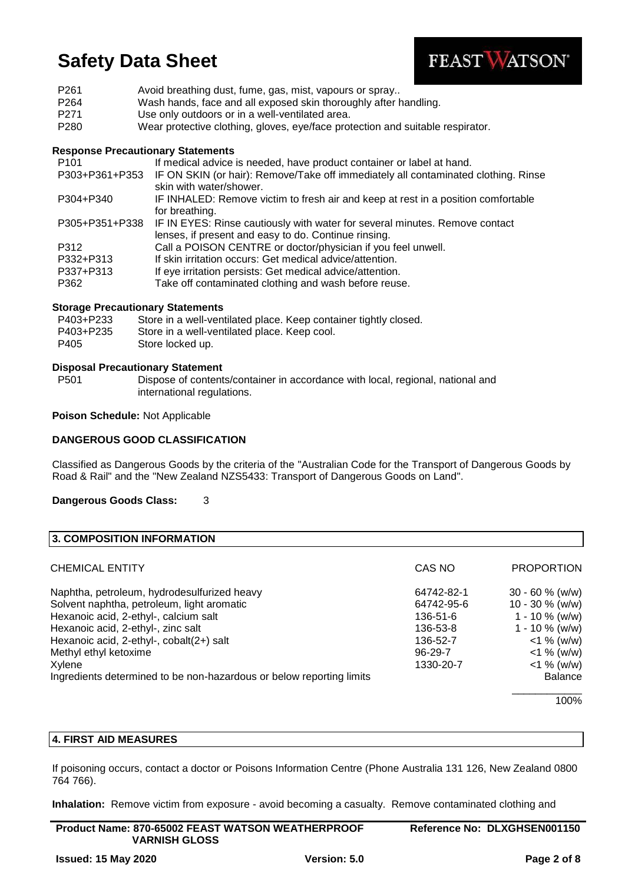| | |
|---|---|
| P261 | Avoid breathing dust, fume, gas, mist, vapours or spray.. |
| P264 | Wash hands, face and all exposed skin thoroughly after handling. |
| P271 | Use only outdoors or in a well-ventilated area. |
| P280 | Wear protective clothing, gloves, eye/face protection and suitable respirator. |

**Response Precautionary Statements**

| | |
|---|---|
| P101 | If medical advice is needed, have product container or label at hand. |
| P303+P361+P353 | IF ON SKIN (or hair): Remove/Take off immediately all contaminated clothing. Rinse skin with water/shower. |
| P304+P340 | IF INHALED: Remove victim to fresh air and keep at rest in a position comfortable for breathing. |
| P305+P351+P338 | IF IN EYES: Rinse cautiously with water for several minutes. Remove contact lenses, if present and easy to do. Continue rinsing. |
| P312 | Call a POISON CENTRE or doctor/physician if you feel unwell. |
| P332+P313 | If skin irritation occurs: Get medical advice/attention. |
| P337+P313 | If eye irritation persists: Get medical advice/attention. |
| P362 | Take off contaminated clothing and wash before reuse. |

**Storage Precautionary Statements**

| | |
|---|---|
| P403+P233 | Store in a well-ventilated place. Keep container tightly closed. |
| P403+P235 | Store in a well-ventilated place. Keep cool. |
| P405 | Store locked up. |

**Disposal Precautionary Statement**

| | |
|---|---|
| P501 | Dispose of contents/container in accordance with local, regional, national and international regulations. |

**Poison Schedule:** Not Applicable

**DANGEROUS GOOD CLASSIFICATION**

Classified as Dangerous Goods by the criteria of the "Australian Code for the Transport of Dangerous Goods by Road & Rail" and the "New Zealand NZS5433: Transport of Dangerous Goods on Land".

**Dangerous Goods Class:** 3

## 3. COMPOSITION INFORMATION

| CHEMICAL ENTITY | CAS NO | PROPORTION |
|---|---|---|
| Naphtha, petroleum, hydrodesulfurized heavy | 64742-82-1 | 30 - 60 % (w/w) |
| Solvent naphtha, petroleum, light aromatic | 64742-95-6 | 10 - 30 % (w/w) |
| Hexanoic acid, 2-ethyl-, calcium salt | 136-51-6 | 1 - 10 % (w/w) |
| Hexanoic acid, 2-ethyl-, zinc salt | 136-53-8 | 1 - 10 % (w/w) |
| Hexanoic acid, 2-ethyl-, cobalt(2+) salt | 136-52-7 | <1 % (w/w) |
| Methyl ethyl ketoxime | 96-29-7 | <1 % (w/w) |
| Xylene | 1330-20-7 | <1 % (w/w) |
| Ingredients determined to be non-hazardous or below reporting limits | | Balance |
| | | 100% |

## 4. FIRST AID MEASURES

If poisoning occurs, contact a doctor or Poisons Information Centre (Phone Australia 131 126, New Zealand 0800 764 766).

**Inhalation:** Remove victim from exposure - avoid becoming a casualty. Remove contaminated clothing and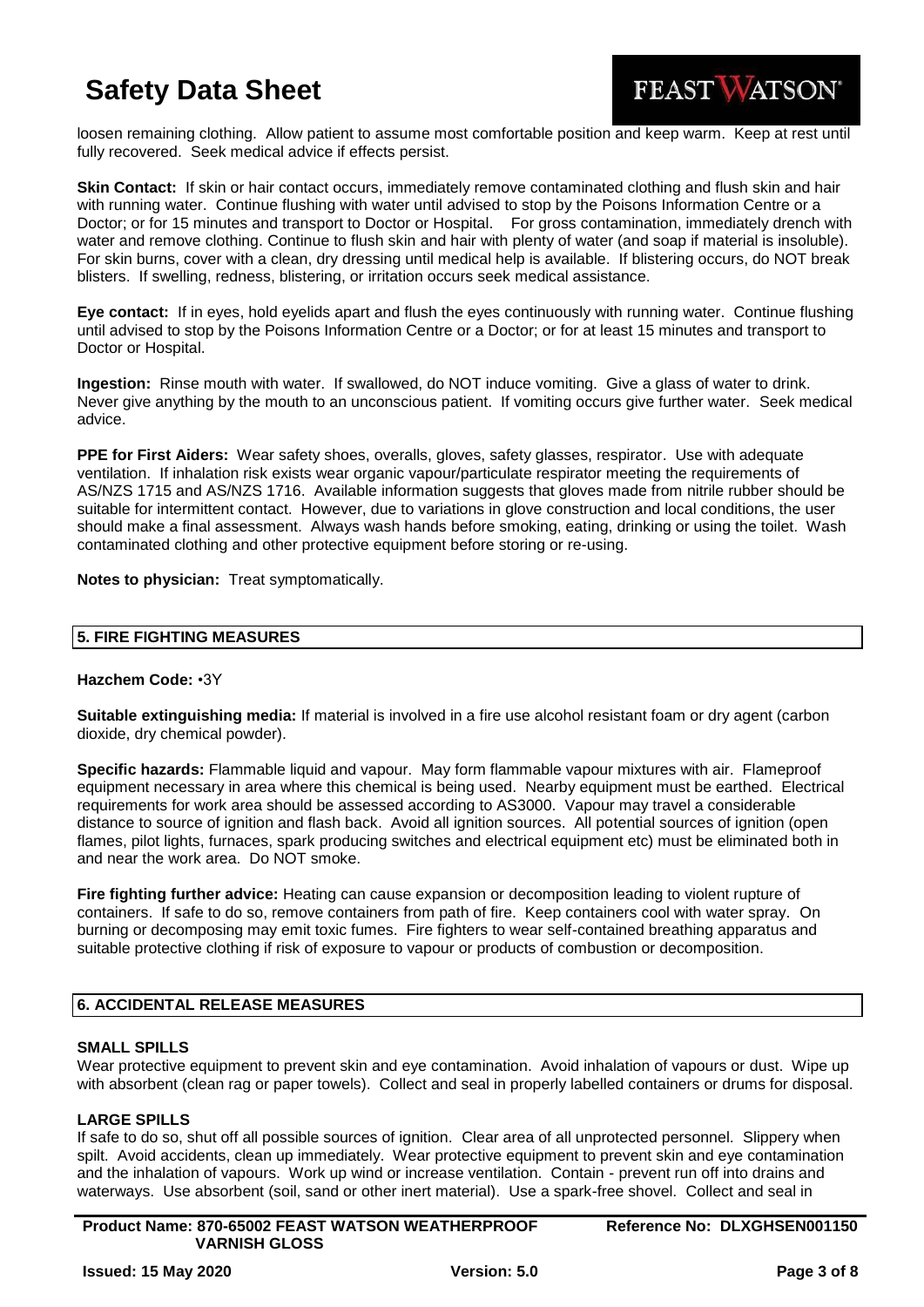loosen remaining clothing. Allow patient to assume most comfortable position and keep warm. Keep at rest until fully recovered. Seek medical advice if effects persist.

**Skin Contact:** If skin or hair contact occurs, immediately remove contaminated clothing and flush skin and hair with running water. Continue flushing with water until advised to stop by the Poisons Information Centre or a Doctor; or for 15 minutes and transport to Doctor or Hospital. For gross contamination, immediately drench with water and remove clothing. Continue to flush skin and hair with plenty of water (and soap if material is insoluble). For skin burns, cover with a clean, dry dressing until medical help is available. If blistering occurs, do NOT break blisters. If swelling, redness, blistering, or irritation occurs seek medical assistance.

**Eye contact:** If in eyes, hold eyelids apart and flush the eyes continuously with running water. Continue flushing until advised to stop by the Poisons Information Centre or a Doctor; or for at least 15 minutes and transport to Doctor or Hospital.

**Ingestion:** Rinse mouth with water. If swallowed, do NOT induce vomiting. Give a glass of water to drink. Never give anything by the mouth to an unconscious patient. If vomiting occurs give further water. Seek medical advice.

**PPE for First Aiders:** Wear safety shoes, overalls, gloves, safety glasses, respirator. Use with adequate ventilation. If inhalation risk exists wear organic vapour/particulate respirator meeting the requirements of AS/NZS 1715 and AS/NZS 1716. Available information suggests that gloves made from nitrile rubber should be suitable for intermittent contact. However, due to variations in glove construction and local conditions, the user should make a final assessment. Always wash hands before smoking, eating, drinking or using the toilet. Wash contaminated clothing and other protective equipment before storing or re-using.

**Notes to physician:** Treat symptomatically.

## 5. FIRE FIGHTING MEASURES

**Hazchem Code:** •3Y

**Suitable extinguishing media:** If material is involved in a fire use alcohol resistant foam or dry agent (carbon dioxide, dry chemical powder).

**Specific hazards:** Flammable liquid and vapour. May form flammable vapour mixtures with air. Flameproof equipment necessary in area where this chemical is being used. Nearby equipment must be earthed. Electrical requirements for work area should be assessed according to AS3000. Vapour may travel a considerable distance to source of ignition and flash back. Avoid all ignition sources. All potential sources of ignition (open flames, pilot lights, furnaces, spark producing switches and electrical equipment etc) must be eliminated both in and near the work area. Do NOT smoke.

**Fire fighting further advice:** Heating can cause expansion or decomposition leading to violent rupture of containers. If safe to do so, remove containers from path of fire. Keep containers cool with water spray. On burning or decomposing may emit toxic fumes. Fire fighters to wear self-contained breathing apparatus and suitable protective clothing if risk of exposure to vapour or products of combustion or decomposition.

## 6. ACCIDENTAL RELEASE MEASURES

### SMALL SPILLS

Wear protective equipment to prevent skin and eye contamination. Avoid inhalation of vapours or dust. Wipe up with absorbent (clean rag or paper towels). Collect and seal in properly labelled containers or drums for disposal.

### LARGE SPILLS

If safe to do so, shut off all possible sources of ignition. Clear area of all unprotected personnel. Slippery when spilt. Avoid accidents, clean up immediately. Wear protective equipment to prevent skin and eye contamination and the inhalation of vapours. Work up wind or increase ventilation. Contain - prevent run off into drains and waterways. Use absorbent (soil, sand or other inert material). Use a spark-free shovel. Collect and seal in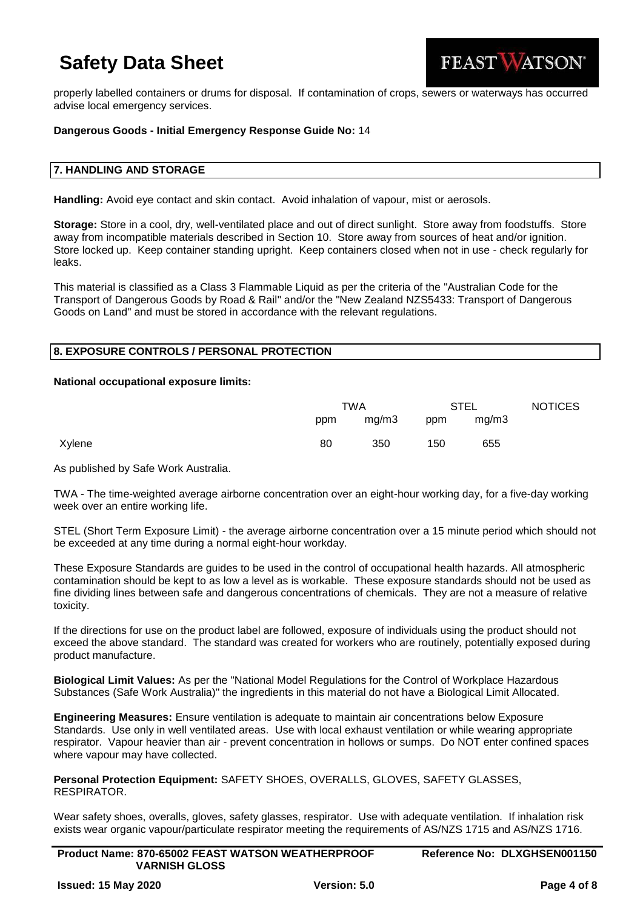properly labelled containers or drums for disposal. If contamination of crops, sewers or waterways has occurred advise local emergency services.

**Dangerous Goods - Initial Emergency Response Guide No:** 14

## 7. HANDLING AND STORAGE

**Handling:** Avoid eye contact and skin contact. Avoid inhalation of vapour, mist or aerosols.

**Storage:** Store in a cool, dry, well-ventilated place and out of direct sunlight. Store away from foodstuffs. Store away from incompatible materials described in Section 10. Store away from sources of heat and/or ignition. Store locked up. Keep container standing upright. Keep containers closed when not in use - check regularly for leaks.

This material is classified as a Class 3 Flammable Liquid as per the criteria of the "Australian Code for the Transport of Dangerous Goods by Road & Rail" and/or the "New Zealand NZS5433: Transport of Dangerous Goods on Land" and must be stored in accordance with the relevant regulations.

## 8. EXPOSURE CONTROLS / PERSONAL PROTECTION

**National occupational exposure limits:**

| | TWA | | STEL | | NOTICES |
|---|---|---|---|---|---|
| | ppm | mg/m3 | ppm | mg/m3 | |
| Xylene | 80 | 350 | 150 | 655 | |

As published by Safe Work Australia.

TWA - The time-weighted average airborne concentration over an eight-hour working day, for a five-day working week over an entire working life.

STEL (Short Term Exposure Limit) - the average airborne concentration over a 15 minute period which should not be exceeded at any time during a normal eight-hour workday.

These Exposure Standards are guides to be used in the control of occupational health hazards. All atmospheric contamination should be kept to as low a level as is workable. These exposure standards should not be used as fine dividing lines between safe and dangerous concentrations of chemicals. They are not a measure of relative toxicity.

If the directions for use on the product label are followed, exposure of individuals using the product should not exceed the above standard. The standard was created for workers who are routinely, potentially exposed during product manufacture.

**Biological Limit Values:** As per the "National Model Regulations for the Control of Workplace Hazardous Substances (Safe Work Australia)" the ingredients in this material do not have a Biological Limit Allocated.

**Engineering Measures:** Ensure ventilation is adequate to maintain air concentrations below Exposure Standards. Use only in well ventilated areas. Use with local exhaust ventilation or while wearing appropriate respirator. Vapour heavier than air - prevent concentration in hollows or sumps. Do NOT enter confined spaces where vapour may have collected.

**Personal Protection Equipment:** SAFETY SHOES, OVERALLS, GLOVES, SAFETY GLASSES, RESPIRATOR.

Wear safety shoes, overalls, gloves, safety glasses, respirator. Use with adequate ventilation. If inhalation risk exists wear organic vapour/particulate respirator meeting the requirements of AS/NZS 1715 and AS/NZS 1716.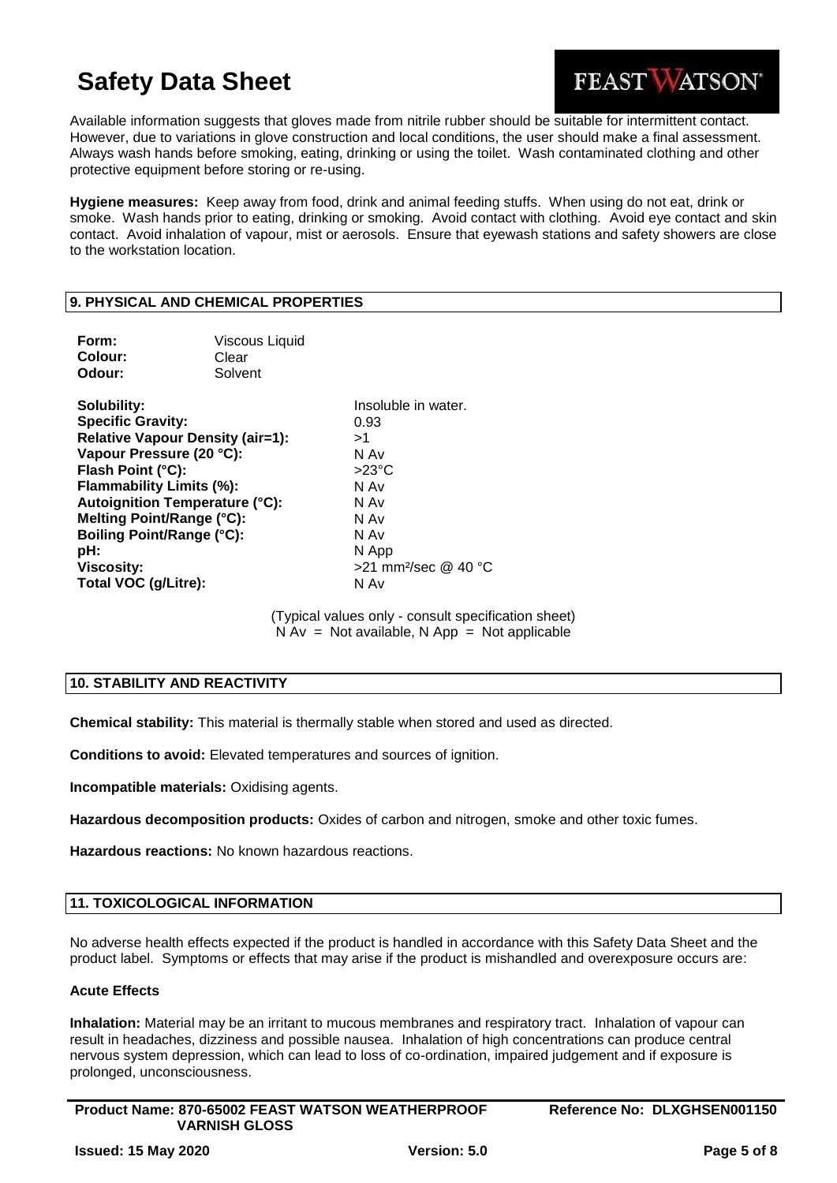Available information suggests that gloves made from nitrile rubber should be suitable for intermittent contact. However, due to variations in glove construction and local conditions, the user should make a final assessment. Always wash hands before smoking, eating, drinking or using the toilet. Wash contaminated clothing and other protective equipment before storing or re-using.

**Hygiene measures:** Keep away from food, drink and animal feeding stuffs. When using do not eat, drink or smoke. Wash hands prior to eating, drinking or smoking. Avoid contact with clothing. Avoid eye contact and skin contact. Avoid inhalation of vapour, mist or aerosols. Ensure that eyewash stations and safety showers are close to the workstation location.

## 9. PHYSICAL AND CHEMICAL PROPERTIES

| | |
|---|---|
| **Form:** | Viscous Liquid |
| **Colour:** | Clear |
| **Odour:** | Solvent |

| | |
|---|---|
| **Solubility:** | Insoluble in water. |
| **Specific Gravity:** | 0.93 |
| **Relative Vapour Density (air=1):** | >1 |
| **Vapour Pressure (20 °C):** | N Av |
| **Flash Point (°C):** | >23°C |
| **Flammability Limits (%):** | N Av |
| **Autoignition Temperature (°C):** | N Av |
| **Melting Point/Range (°C):** | N Av |
| **Boiling Point/Range (°C):** | N Av |
| **pH:** | N App |
| **Viscosity:** | >21 mm²/sec @ 40 °C |
| **Total VOC (g/Litre):** | N Av |

(Typical values only - consult specification sheet)
N Av = Not available, N App = Not applicable

## 10. STABILITY AND REACTIVITY

**Chemical stability:** This material is thermally stable when stored and used as directed.

**Conditions to avoid:** Elevated temperatures and sources of ignition.

**Incompatible materials:** Oxidising agents.

**Hazardous decomposition products:** Oxides of carbon and nitrogen, smoke and other toxic fumes.

**Hazardous reactions:** No known hazardous reactions.

## 11. TOXICOLOGICAL INFORMATION

No adverse health effects expected if the product is handled in accordance with this Safety Data Sheet and the product label. Symptoms or effects that may arise if the product is mishandled and overexposure occurs are:

### Acute Effects

**Inhalation:** Material may be an irritant to mucous membranes and respiratory tract. Inhalation of vapour can result in headaches, dizziness and possible nausea. Inhalation of high concentrations can produce central nervous system depression, which can lead to loss of co-ordination, impaired judgement and if exposure is prolonged, unconsciousness.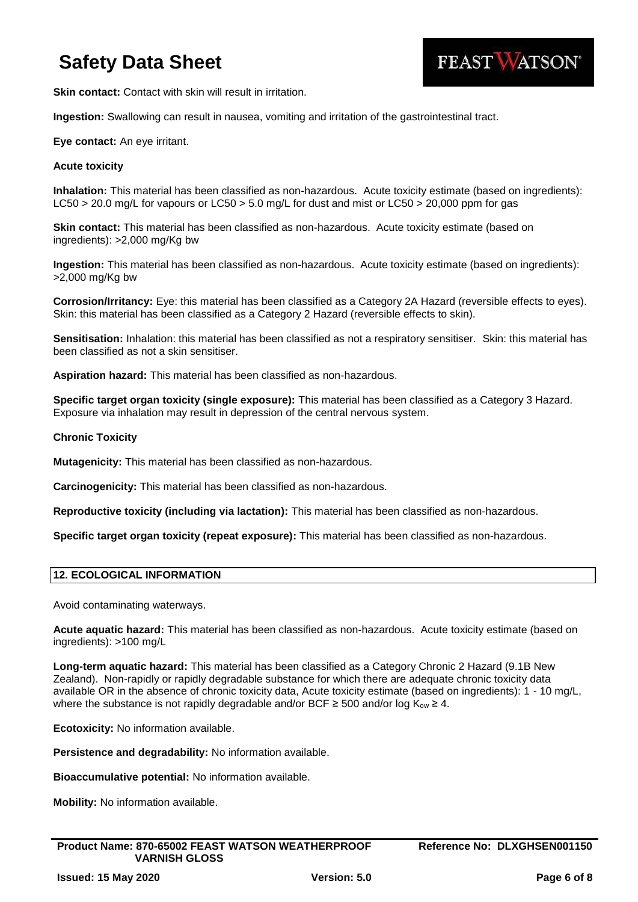**Skin contact:** Contact with skin will result in irritation.

**Ingestion:** Swallowing can result in nausea, vomiting and irritation of the gastrointestinal tract.

**Eye contact:** An eye irritant.

**Acute toxicity**

**Inhalation:** This material has been classified as non-hazardous. Acute toxicity estimate (based on ingredients): LC50 > 20.0 mg/L for vapours or LC50 > 5.0 mg/L for dust and mist or LC50 > 20,000 ppm for gas

**Skin contact:** This material has been classified as non-hazardous. Acute toxicity estimate (based on ingredients): >2,000 mg/Kg bw

**Ingestion:** This material has been classified as non-hazardous. Acute toxicity estimate (based on ingredients): >2,000 mg/Kg bw

**Corrosion/Irritancy:** Eye: this material has been classified as a Category 2A Hazard (reversible effects to eyes). Skin: this material has been classified as a Category 2 Hazard (reversible effects to skin).

**Sensitisation:** Inhalation: this material has been classified as not a respiratory sensitiser. Skin: this material has been classified as not a skin sensitiser.

**Aspiration hazard:** This material has been classified as non-hazardous.

**Specific target organ toxicity (single exposure):** This material has been classified as a Category 3 Hazard. Exposure via inhalation may result in depression of the central nervous system.

**Chronic Toxicity**

**Mutagenicity:** This material has been classified as non-hazardous.

**Carcinogenicity:** This material has been classified as non-hazardous.

**Reproductive toxicity (including via lactation):** This material has been classified as non-hazardous.

**Specific target organ toxicity (repeat exposure):** This material has been classified as non-hazardous.

## 12. ECOLOGICAL INFORMATION

Avoid contaminating waterways.

**Acute aquatic hazard:** This material has been classified as non-hazardous. Acute toxicity estimate (based on ingredients): >100 mg/L

**Long-term aquatic hazard:** This material has been classified as a Category Chronic 2 Hazard (9.1B New Zealand). Non-rapidly or rapidly degradable substance for which there are adequate chronic toxicity data available OR in the absence of chronic toxicity data, Acute toxicity estimate (based on ingredients): 1 - 10 mg/L, where the substance is not rapidly degradable and/or BCF ≥ 500 and/or log $K_{ow}$ ≥ 4.

**Ecotoxicity:** No information available.

**Persistence and degradability:** No information available.

**Bioaccumulative potential:** No information available.

**Mobility:** No information available.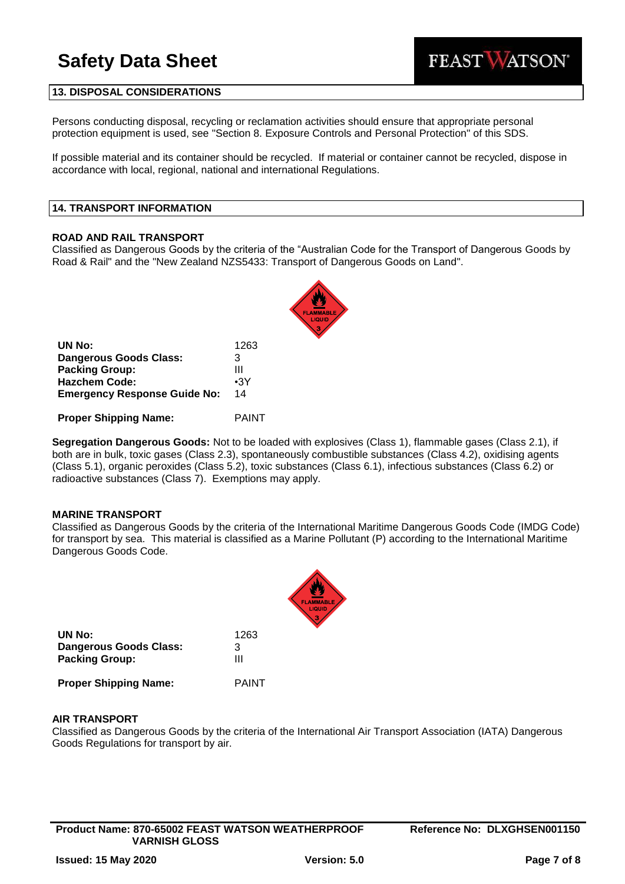## 13. DISPOSAL CONSIDERATIONS

Persons conducting disposal, recycling or reclamation activities should ensure that appropriate personal protection equipment is used, see "Section 8. Exposure Controls and Personal Protection" of this SDS.

If possible material and its container should be recycled. If material or container cannot be recycled, dispose in accordance with local, regional, national and international Regulations.

## 14. TRANSPORT INFORMATION

### ROAD AND RAIL TRANSPORT

Classified as Dangerous Goods by the criteria of the “Australian Code for the Transport of Dangerous Goods by Road & Rail" and the "New Zealand NZS5433: Transport of Dangerous Goods on Land".

**UN No:** 1263
**Dangerous Goods Class:** 3
**Packing Group:** III
**Hazchem Code:** •3Y
**Emergency Response Guide No:** 14

**Proper Shipping Name:** PAINT

**Segregation Dangerous Goods:** Not to be loaded with explosives (Class 1), flammable gases (Class 2.1), if both are in bulk, toxic gases (Class 2.3), spontaneously combustible substances (Class 4.2), oxidising agents (Class 5.1), organic peroxides (Class 5.2), toxic substances (Class 6.1), infectious substances (Class 6.2) or radioactive substances (Class 7). Exemptions may apply.

### MARINE TRANSPORT

Classified as Dangerous Goods by the criteria of the International Maritime Dangerous Goods Code (IMDG Code) for transport by sea. This material is classified as a Marine Pollutant (P) according to the International Maritime Dangerous Goods Code.

**UN No:** 1263
**Dangerous Goods Class:** 3
**Packing Group:** III

**Proper Shipping Name:** PAINT

### AIR TRANSPORT

Classified as Dangerous Goods by the criteria of the International Air Transport Association (IATA) Dangerous Goods Regulations for transport by air.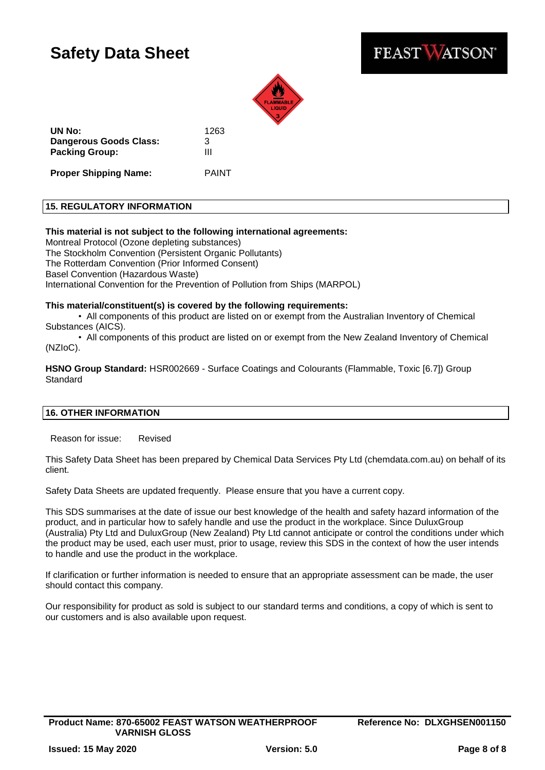| | |
|---|---|
| **UN No:** | 1263 |
| **Dangerous Goods Class:** | 3 |
| **Packing Group:** | III |
| **Proper Shipping Name:** | PAINT |

## 15. REGULATORY INFORMATION

**This material is not subject to the following international agreements:**

Montreal Protocol (Ozone depleting substances)
The Stockholm Convention (Persistent Organic Pollutants)
The Rotterdam Convention (Prior Informed Consent)
Basel Convention (Hazardous Waste)
International Convention for the Prevention of Pollution from Ships (MARPOL)

**This material/constituent(s) is covered by the following requirements:**

- All components of this product are listed on or exempt from the Australian Inventory of Chemical Substances (AICS).
- All components of this product are listed on or exempt from the New Zealand Inventory of Chemical (NZIoC).

**HSNO Group Standard:** HSR002669 - Surface Coatings and Colourants (Flammable, Toxic [6.7]) Group Standard

## 16. OTHER INFORMATION

Reason for issue: Revised

This Safety Data Sheet has been prepared by Chemical Data Services Pty Ltd (chemdata.com.au) on behalf of its client.

Safety Data Sheets are updated frequently. Please ensure that you have a current copy.

This SDS summarises at the date of issue our best knowledge of the health and safety hazard information of the product, and in particular how to safely handle and use the product in the workplace. Since DuluxGroup (Australia) Pty Ltd and DuluxGroup (New Zealand) Pty Ltd cannot anticipate or control the conditions under which the product may be used, each user must, prior to usage, review this SDS in the context of how the user intends to handle and use the product in the workplace.

If clarification or further information is needed to ensure that an appropriate assessment can be made, the user should contact this company.

Our responsibility for product as sold is subject to our standard terms and conditions, a copy of which is sent to our customers and is also available upon request.